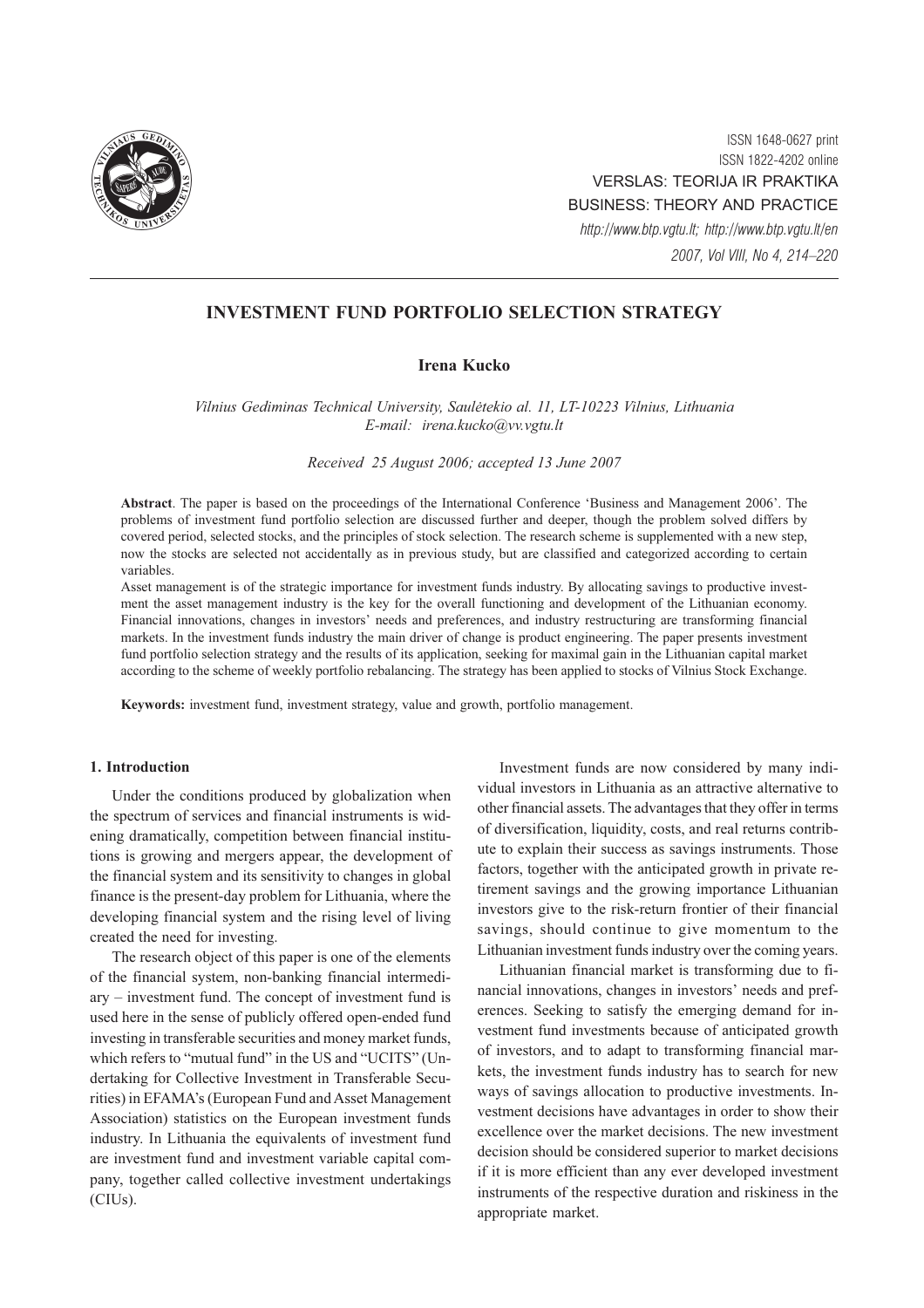# INVESTMENT FUND PORTFOLIO SELECTION STRATEGY

**Irena Kucko**

*Vilnius Gediminas Technical University, Saulėtekio al. 11, LT-10223 Vilnius, Lithuania*
*E-mail: irena.kucko@vv.vgtu.lt*

*Received 25 August 2006; accepted 13 June 2007*

**Abstract**. The paper is based on the proceedings of the International Conference 'Business and Management 2006'. The problems of investment fund portfolio selection are discussed further and deeper, though the problem solved differs by covered period, selected stocks, and the principles of stock selection. The research scheme is supplemented with a new step, now the stocks are selected not accidentally as in previous study, but are classified and categorized according to certain variables.

Asset management is of the strategic importance for investment funds industry. By allocating savings to productive investment the asset management industry is the key for the overall functioning and development of the Lithuanian economy. Financial innovations, changes in investors' needs and preferences, and industry restructuring are transforming financial markets. In the investment funds industry the main driver of change is product engineering. The paper presents investment fund portfolio selection strategy and the results of its application, seeking for maximal gain in the Lithuanian capital market according to the scheme of weekly portfolio rebalancing. The strategy has been applied to stocks of Vilnius Stock Exchange.

**Keywords:** investment fund, investment strategy, value and growth, portfolio management.

## 1. Introduction

Under the conditions produced by globalization when the spectrum of services and financial instruments is widening dramatically, competition between financial institutions is growing and mergers appear, the development of the financial system and its sensitivity to changes in global finance is the present-day problem for Lithuania, where the developing financial system and the rising level of living created the need for investing.

The research object of this paper is one of the elements of the financial system, non-banking financial intermediary – investment fund. The concept of investment fund is used here in the sense of publicly offered open-ended fund investing in transferable securities and money market funds, which refers to "mutual fund" in the US and "UCITS" (Undertaking for Collective Investment in Transferable Securities) in EFAMA's (European Fund and Asset Management Association) statistics on the European investment funds industry. In Lithuania the equivalents of investment fund are investment fund and investment variable capital company, together called collective investment undertakings (CIUs).

Investment funds are now considered by many individual investors in Lithuania as an attractive alternative to other financial assets. The advantages that they offer in terms of diversification, liquidity, costs, and real returns contribute to explain their success as savings instruments. Those factors, together with the anticipated growth in private retirement savings and the growing importance Lithuanian investors give to the risk-return frontier of their financial savings, should continue to give momentum to the Lithuanian investment funds industry over the coming years.

Lithuanian financial market is transforming due to financial innovations, changes in investors' needs and preferences. Seeking to satisfy the emerging demand for investment fund investments because of anticipated growth of investors, and to adapt to transforming financial markets, the investment funds industry has to search for new ways of savings allocation to productive investments. Investment decisions have advantages in order to show their excellence over the market decisions. The new investment decision should be considered superior to market decisions if it is more efficient than any ever developed investment instruments of the respective duration and riskiness in the appropriate market.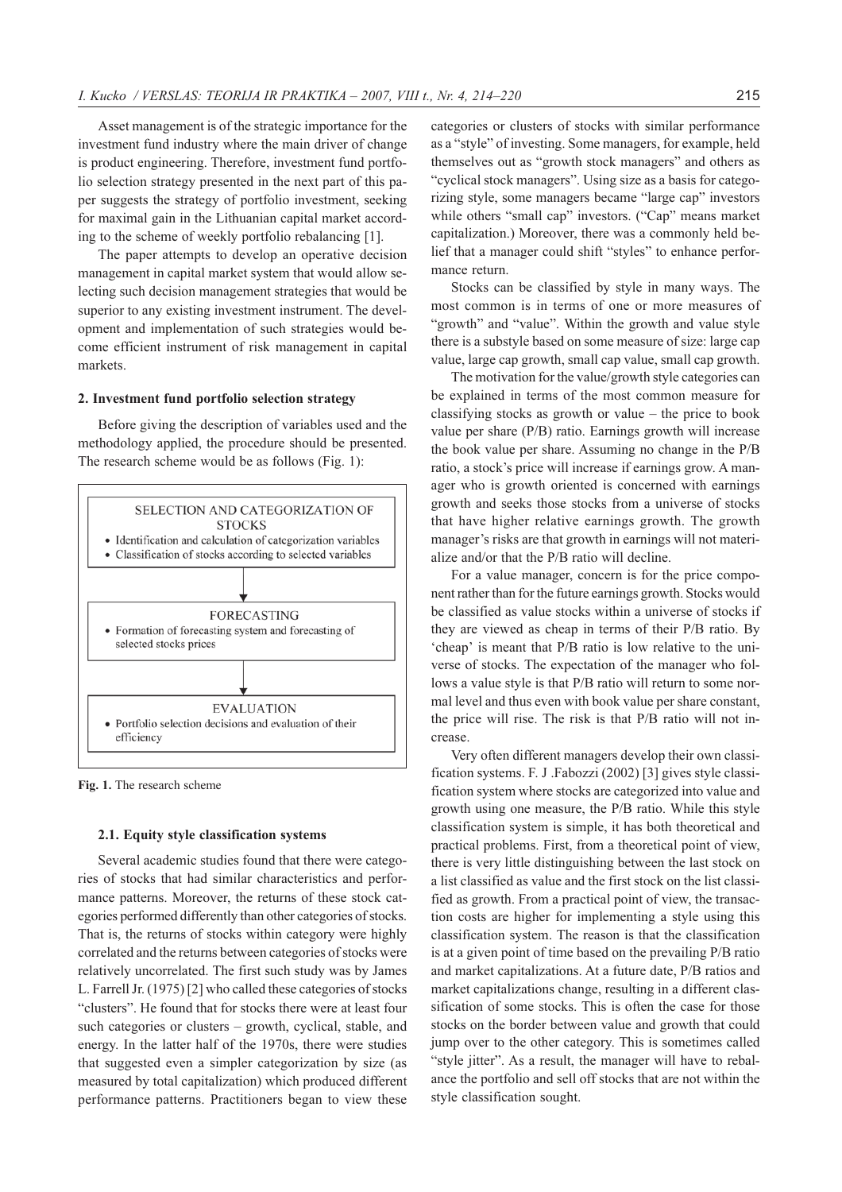Asset management is of the strategic importance for the investment fund industry where the main driver of change is product engineering. Therefore, investment fund portfolio selection strategy presented in the next part of this paper suggests the strategy of portfolio investment, seeking for maximal gain in the Lithuanian capital market according to the scheme of weekly portfolio rebalancing [1].

The paper attempts to develop an operative decision management in capital market system that would allow selecting such decision management strategies that would be superior to any existing investment instrument. The development and implementation of such strategies would become efficient instrument of risk management in capital markets.

## 2. Investment fund portfolio selection strategy

Before giving the description of variables used and the methodology applied, the procedure should be presented. The research scheme would be as follows (Fig. 1):

SELECTION AND CATEGORIZATION OF STOCKS

- Identification and calculation of categorization variables
- Classification of stocks according to selected variables

FORECASTING

- Formation of forecasting system and forecasting of selected stocks prices

EVALUATION

- Portfolio selection decisions and evaluation of their efficiency

**Fig. 1.** The research scheme

### 2.1. Equity style classification systems

Several academic studies found that there were categories of stocks that had similar characteristics and performance patterns. Moreover, the returns of these stock categories performed differently than other categories of stocks. That is, the returns of stocks within category were highly correlated and the returns between categories of stocks were relatively uncorrelated. The first such study was by James L. Farrell Jr. (1975) [2] who called these categories of stocks "clusters". He found that for stocks there were at least four such categories or clusters – growth, cyclical, stable, and energy. In the latter half of the 1970s, there were studies that suggested even a simpler categorization by size (as measured by total capitalization) which produced different performance patterns. Practitioners began to view these categories or clusters of stocks with similar performance as a "style" of investing. Some managers, for example, held themselves out as "growth stock managers" and others as "cyclical stock managers". Using size as a basis for categorizing style, some managers became "large cap" investors while others "small cap" investors. ("Cap" means market capitalization.) Moreover, there was a commonly held belief that a manager could shift "styles" to enhance performance return.

Stocks can be classified by style in many ways. The most common is in terms of one or more measures of "growth" and "value". Within the growth and value style there is a substyle based on some measure of size: large cap value, large cap growth, small cap value, small cap growth.

The motivation for the value/growth style categories can be explained in terms of the most common measure for classifying stocks as growth or value – the price to book value per share (P/B) ratio. Earnings growth will increase the book value per share. Assuming no change in the P/B ratio, a stock's price will increase if earnings grow. A manager who is growth oriented is concerned with earnings growth and seeks those stocks from a universe of stocks that have higher relative earnings growth. The growth manager's risks are that growth in earnings will not materialize and/or that the P/B ratio will decline.

For a value manager, concern is for the price component rather than for the future earnings growth. Stocks would be classified as value stocks within a universe of stocks if they are viewed as cheap in terms of their P/B ratio. By 'cheap' is meant that P/B ratio is low relative to the universe of stocks. The expectation of the manager who follows a value style is that P/B ratio will return to some normal level and thus even with book value per share constant, the price will rise. The risk is that P/B ratio will not increase.

Very often different managers develop their own classification systems. F. J .Fabozzi (2002) [3] gives style classification system where stocks are categorized into value and growth using one measure, the P/B ratio. While this style classification system is simple, it has both theoretical and practical problems. First, from a theoretical point of view, there is very little distinguishing between the last stock on a list classified as value and the first stock on the list classified as growth. From a practical point of view, the transaction costs are higher for implementing a style using this classification system. The reason is that the classification is at a given point of time based on the prevailing P/B ratio and market capitalizations. At a future date, P/B ratios and market capitalizations change, resulting in a different classification of some stocks. This is often the case for those stocks on the border between value and growth that could jump over to the other category. This is sometimes called "style jitter". As a result, the manager will have to rebalance the portfolio and sell off stocks that are not within the style classification sought.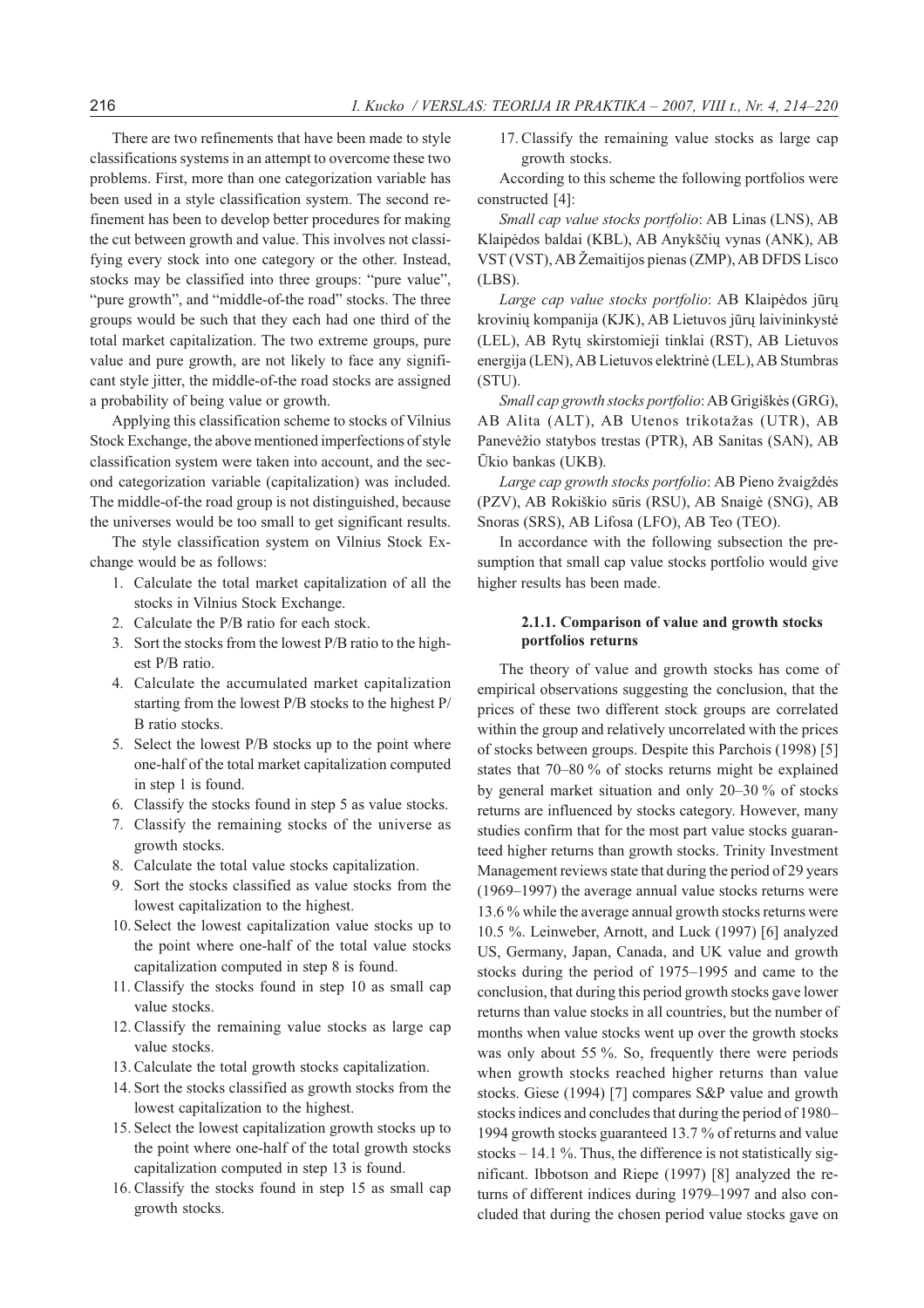There are two refinements that have been made to style classifications systems in an attempt to overcome these two problems. First, more than one categorization variable has been used in a style classification system. The second refinement has been to develop better procedures for making the cut between growth and value. This involves not classifying every stock into one category or the other. Instead, stocks may be classified into three groups: "pure value", "pure growth", and "middle-of-the road" stocks. The three groups would be such that they each had one third of the total market capitalization. The two extreme groups, pure value and pure growth, are not likely to face any significant style jitter, the middle-of-the road stocks are assigned a probability of being value or growth.

Applying this classification scheme to stocks of Vilnius Stock Exchange, the above mentioned imperfections of style classification system were taken into account, and the second categorization variable (capitalization) was included. The middle-of-the road group is not distinguished, because the universes would be too small to get significant results.

The style classification system on Vilnius Stock Exchange would be as follows:

1. Calculate the total market capitalization of all the stocks in Vilnius Stock Exchange.
2. Calculate the P/B ratio for each stock.
3. Sort the stocks from the lowest P/B ratio to the highest P/B ratio.
4. Calculate the accumulated market capitalization starting from the lowest P/B stocks to the highest P/B ratio stocks.
5. Select the lowest P/B stocks up to the point where one-half of the total market capitalization computed in step 1 is found.
6. Classify the stocks found in step 5 as value stocks.
7. Classify the remaining stocks of the universe as growth stocks.
8. Calculate the total value stocks capitalization.
9. Sort the stocks classified as value stocks from the lowest capitalization to the highest.
10. Select the lowest capitalization value stocks up to the point where one-half of the total value stocks capitalization computed in step 8 is found.
11. Classify the stocks found in step 10 as small cap value stocks.
12. Classify the remaining value stocks as large cap value stocks.
13. Calculate the total growth stocks capitalization.
14. Sort the stocks classified as growth stocks from the lowest capitalization to the highest.
15. Select the lowest capitalization growth stocks up to the point where one-half of the total growth stocks capitalization computed in step 13 is found.
16. Classify the stocks found in step 15 as small cap growth stocks.
17. Classify the remaining value stocks as large cap growth stocks.

According to this scheme the following portfolios were constructed [4]:

*Small cap value stocks portfolio*: AB Linas (LNS), AB Klaipėdos baldai (KBL), AB Anykščių vynas (ANK), AB VST (VST), AB Žemaitijos pienas (ZMP), AB DFDS Lisco (LBS).

*Large cap value stocks portfolio*: AB Klaipėdos jūrų krovinių kompanija (KJK), AB Lietuvos jūrų laivininkystė (LEL), AB Rytų skirstomieji tinklai (RST), AB Lietuvos energija (LEN), AB Lietuvos elektrinė (LEL), AB Stumbras (STU).

*Small cap growth stocks portfolio*: AB Grigiškės (GRG), AB Alita (ALT), AB Utenos trikotažas (UTR), AB Panevėžio statybos trestas (PTR), AB Sanitas (SAN), AB Ūkio bankas (UKB).

*Large cap growth stocks portfolio*: AB Pieno žvaigždės (PZV), AB Rokiškio sūris (RSU), AB Snaigė (SNG), AB Snoras (SRS), AB Lifosa (LFO), AB Teo (TEO).

In accordance with the following subsection the presumption that small cap value stocks portfolio would give higher results has been made.

### 2.1.1. Comparison of value and growth stocks portfolios returns

The theory of value and growth stocks has come of empirical observations suggesting the conclusion, that the prices of these two different stock groups are correlated within the group and relatively uncorrelated with the prices of stocks between groups. Despite this Parchois (1998) [5] states that 70–80 % of stocks returns might be explained by general market situation and only 20–30 % of stocks returns are influenced by stocks category. However, many studies confirm that for the most part value stocks guaranteed higher returns than growth stocks. Trinity Investment Management reviews state that during the period of 29 years (1969–1997) the average annual value stocks returns were 13.6 % while the average annual growth stocks returns were 10.5 %. Leinweber, Arnott, and Luck (1997) [6] analyzed US, Germany, Japan, Canada, and UK value and growth stocks during the period of 1975–1995 and came to the conclusion, that during this period growth stocks gave lower returns than value stocks in all countries, but the number of months when value stocks went up over the growth stocks was only about 55 %. So, frequently there were periods when growth stocks reached higher returns than value stocks. Giese (1994) [7] compares S&P value and growth stocks indices and concludes that during the period of 1980–1994 growth stocks guaranteed 13.7 % of returns and value stocks – 14.1 %. Thus, the difference is not statistically significant. Ibbotson and Riepe (1997) [8] analyzed the returns of different indices during 1979–1997 and also concluded that during the chosen period value stocks gave on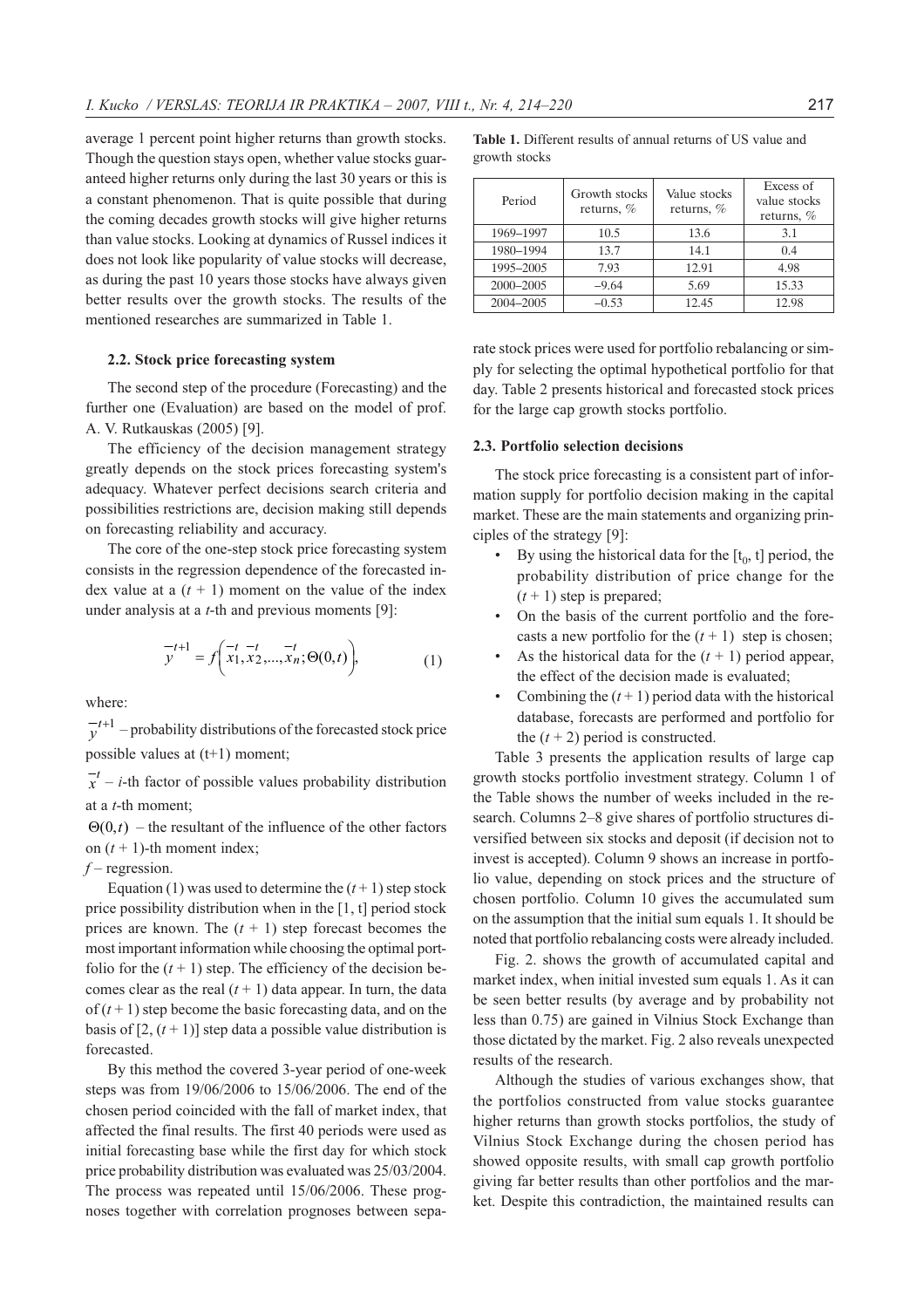average 1 percent point higher returns than growth stocks. Though the question stays open, whether value stocks guaranteed higher returns only during the last 30 years or this is a constant phenomenon. That is quite possible that during the coming decades growth stocks will give higher returns than value stocks. Looking at dynamics of Russel indices it does not look like popularity of value stocks will decrease, as during the past 10 years those stocks have always given better results over the growth stocks. The results of the mentioned researches are summarized in Table 1.

**Table 1.** Different results of annual returns of US value and growth stocks

| Period | Growth stocks returns, % | Value stocks returns, % | Excess of value stocks returns, % |
|---|---|---|---|
| 1969–1997 | 10.5 | 13.6 | 3.1 |
| 1980–1994 | 13.7 | 14.1 | 0.4 |
| 1995–2005 | 7.93 | 12.91 | 4.98 |
| 2000–2005 | –9.64 | 5.69 | 15.33 |
| 2004–2005 | –0.53 | 12.45 | 12.98 |

### 2.2. Stock price forecasting system

The second step of the procedure (Forecasting) and the further one (Evaluation) are based on the model of prof. A. V. Rutkauskas (2005) [9].

The efficiency of the decision management strategy greatly depends on the stock prices forecasting system's adequacy. Whatever perfect decisions search criteria and possibilities restrictions are, decision making still depends on forecasting reliability and accuracy.

The core of the one-step stock price forecasting system consists in the regression dependence of the forecasted index value at a $(t + 1)$ moment on the value of the index under analysis at a $t$-th and previous moments [9]:

$$\overline{y}^{t+1} = f\left(\overline{x}_1^t, \overline{x}_2^t, ..., \overline{x}_n^t; \Theta(0,t)\right), \tag{1}$$

where:

$\overline{y}^{t+1}$ – probability distributions of the forecasted stock price possible values at (t+1) moment;

$\overline{x}^t$ – $i$-th factor of possible values probability distribution at a $t$-th moment;

$\Theta(0,t)$ – the resultant of the influence of the other factors on $(t + 1)$-th moment index;

$f$ – regression.

Equation (1) was used to determine the $(t + 1)$ step stock price possibility distribution when in the [1, t] period stock prices are known. The $(t + 1)$ step forecast becomes the most important information while choosing the optimal portfolio for the $(t + 1)$ step. The efficiency of the decision becomes clear as the real $(t + 1)$ data appear. In turn, the data of $(t + 1)$ step become the basic forecasting data, and on the basis of $[2, (t + 1)]$ step data a possible value distribution is forecasted.

By this method the covered 3-year period of one-week steps was from 19/06/2006 to 15/06/2006. The end of the chosen period coincided with the fall of market index, that affected the final results. The first 40 periods were used as initial forecasting base while the first day for which stock price probability distribution was evaluated was 25/03/2004. The process was repeated until 15/06/2006. These prognoses together with correlation prognoses between separate stock prices were used for portfolio rebalancing or simply for selecting the optimal hypothetical portfolio for that day. Table 2 presents historical and forecasted stock prices for the large cap growth stocks portfolio.

### 2.3. Portfolio selection decisions

The stock price forecasting is a consistent part of information supply for portfolio decision making in the capital market. These are the main statements and organizing principles of the strategy [9]:

- By using the historical data for the $[t_0, t]$ period, the probability distribution of price change for the $(t + 1)$ step is prepared;
- On the basis of the current portfolio and the forecasts a new portfolio for the $(t + 1)$ step is chosen;
- As the historical data for the $(t + 1)$ period appear, the effect of the decision made is evaluated;
- Combining the $(t + 1)$ period data with the historical database, forecasts are performed and portfolio for the $(t + 2)$ period is constructed.

Table 3 presents the application results of large cap growth stocks portfolio investment strategy. Column 1 of the Table shows the number of weeks included in the research. Columns 2–8 give shares of portfolio structures diversified between six stocks and deposit (if decision not to invest is accepted). Column 9 shows an increase in portfolio value, depending on stock prices and the structure of chosen portfolio. Column 10 gives the accumulated sum on the assumption that the initial sum equals 1. It should be noted that portfolio rebalancing costs were already included.

Fig. 2. shows the growth of accumulated capital and market index, when initial invested sum equals 1. As it can be seen better results (by average and by probability not less than 0.75) are gained in Vilnius Stock Exchange than those dictated by the market. Fig. 2 also reveals unexpected results of the research.

Although the studies of various exchanges show, that the portfolios constructed from value stocks guarantee higher returns than growth stocks portfolios, the study of Vilnius Stock Exchange during the chosen period has showed opposite results, with small cap growth portfolio giving far better results than other portfolios and the market. Despite this contradiction, the maintained results can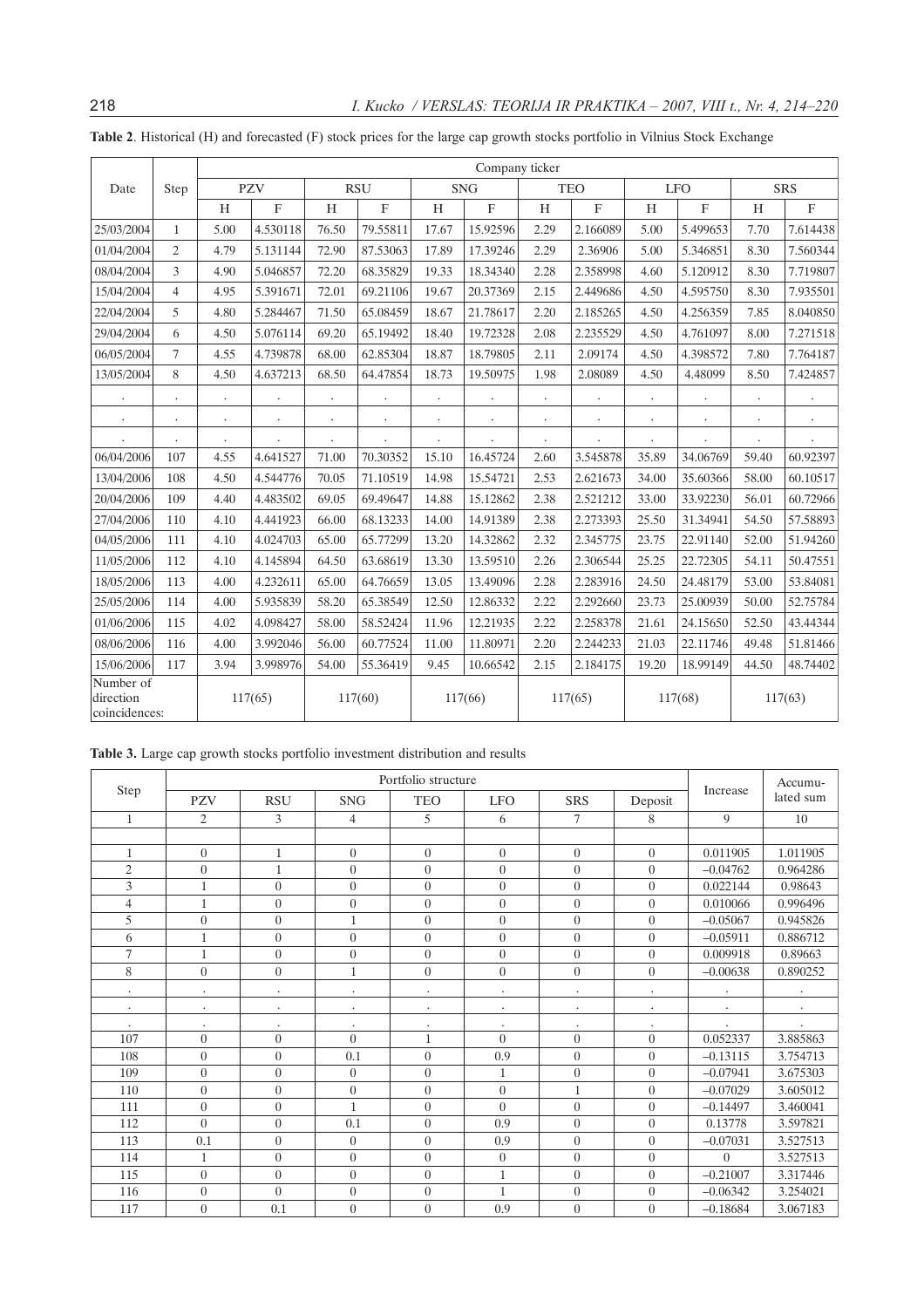**Table 2**. Historical (H) and forecasted (F) stock prices for the large cap growth stocks portfolio in Vilnius Stock Exchange

| Date | Step | Company ticker | | | | | | | | | | | |
|---|---|---|---|---|---|---|---|---|---|---|---|---|---|
| | | PZV | | RSU | | SNG | | TEO | | LFO | | SRS | |
| | | H | F | H | F | H | F | H | F | H | F | H | F |
| 25/03/2004 | 1 | 5.00 | 4.530118 | 76.50 | 79.55811 | 17.67 | 15.92596 | 2.29 | 2.166089 | 5.00 | 5.499653 | 7.70 | 7.614438 |
| 01/04/2004 | 2 | 4.79 | 5.131144 | 72.90 | 87.53063 | 17.89 | 17.39246 | 2.29 | 2.36906 | 5.00 | 5.346851 | 8.30 | 7.560344 |
| 08/04/2004 | 3 | 4.90 | 5.046857 | 72.20 | 68.35829 | 19.33 | 18.34340 | 2.28 | 2.358998 | 4.60 | 5.120912 | 8.30 | 7.719807 |
| 15/04/2004 | 4 | 4.95 | 5.391671 | 72.01 | 69.21106 | 19.67 | 20.37369 | 2.15 | 2.449686 | 4.50 | 4.595750 | 8.30 | 7.935501 |
| 22/04/2004 | 5 | 4.80 | 5.284467 | 71.50 | 65.08459 | 18.67 | 21.78617 | 2.20 | 2.185265 | 4.50 | 4.256359 | 7.85 | 8.040850 |
| 29/04/2004 | 6 | 4.50 | 5.076114 | 69.20 | 65.19492 | 18.40 | 19.72328 | 2.08 | 2.235529 | 4.50 | 4.761097 | 8.00 | 7.271518 |
| 06/05/2004 | 7 | 4.55 | 4.739878 | 68.00 | 62.85304 | 18.87 | 18.79805 | 2.11 | 2.09174 | 4.50 | 4.398572 | 7.80 | 7.764187 |
| 13/05/2004 | 8 | 4.50 | 4.637213 | 68.50 | 64.47854 | 18.73 | 19.50975 | 1.98 | 2.08089 | 4.50 | 4.48099 | 8.50 | 7.424857 |
| . | . | . | . | . | . | . | . | . | . | . | . | . | . |
| . | . | . | . | . | . | . | . | . | . | . | . | . | . |
| . | . | . | . | . | . | . | . | . | . | . | . | . | . |
| 06/04/2006 | 107 | 4.55 | 4.641527 | 71.00 | 70.30352 | 15.10 | 16.45724 | 2.60 | 3.545878 | 35.89 | 34.06769 | 59.40 | 60.92397 |
| 13/04/2006 | 108 | 4.50 | 4.544776 | 70.05 | 71.10519 | 14.98 | 15.54721 | 2.53 | 2.621673 | 34.00 | 35.60366 | 58.00 | 60.10517 |
| 20/04/2006 | 109 | 4.40 | 4.483502 | 69.05 | 69.49647 | 14.88 | 15.12862 | 2.38 | 2.521212 | 33.00 | 33.92230 | 56.01 | 60.72966 |
| 27/04/2006 | 110 | 4.10 | 4.441923 | 66.00 | 68.13233 | 14.00 | 14.91389 | 2.38 | 2.273393 | 25.50 | 31.34941 | 54.50 | 57.58893 |
| 04/05/2006 | 111 | 4.10 | 4.024703 | 65.00 | 65.77299 | 13.20 | 14.32862 | 2.32 | 2.345775 | 23.75 | 22.91140 | 52.00 | 51.94260 |
| 11/05/2006 | 112 | 4.10 | 4.145894 | 64.50 | 63.68619 | 13.30 | 13.59510 | 2.26 | 2.306544 | 25.25 | 22.72305 | 54.11 | 50.47551 |
| 18/05/2006 | 113 | 4.00 | 4.232611 | 65.00 | 64.76659 | 13.05 | 13.49096 | 2.28 | 2.283916 | 24.50 | 24.48179 | 53.00 | 53.84081 |
| 25/05/2006 | 114 | 4.00 | 5.935839 | 58.20 | 65.38549 | 12.50 | 12.86332 | 2.22 | 2.292660 | 23.73 | 25.00939 | 50.00 | 52.75784 |
| 01/06/2006 | 115 | 4.02 | 4.098427 | 58.00 | 58.52424 | 11.96 | 12.21935 | 2.22 | 2.258378 | 21.61 | 24.15650 | 52.50 | 43.44344 |
| 08/06/2006 | 116 | 4.00 | 3.992046 | 56.00 | 60.77524 | 11.00 | 11.80971 | 2.20 | 2.244233 | 21.03 | 22.11746 | 49.48 | 51.81466 |
| 15/06/2006 | 117 | 3.94 | 3.998976 | 54.00 | 55.36419 | 9.45 | 10.66542 | 2.15 | 2.184175 | 19.20 | 18.99149 | 44.50 | 48.74402 |
| Number of direction coincidences: | | 117(65) | | 117(60) | | 117(66) | | 117(65) | | 117(68) | | 117(63) | |

**Table 3.** Large cap growth stocks portfolio investment distribution and results

| Step | Portfolio structure | | | | | | | Increase | Accumulated sum |
|---|---|---|---|---|---|---|---|---|---|
| | PZV | RSU | SNG | TEO | LFO | SRS | Deposit | | |
| 1 | 2 | 3 | 4 | 5 | 6 | 7 | 8 | 9 | 10 |
| | | | | | | | | | |
| 1 | 0 | 1 | 0 | 0 | 0 | 0 | 0 | 0.011905 | 1.011905 |
| 2 | 0 | 1 | 0 | 0 | 0 | 0 | 0 | –0.04762 | 0.964286 |
| 3 | 1 | 0 | 0 | 0 | 0 | 0 | 0 | 0.022144 | 0.98643 |
| 4 | 1 | 0 | 0 | 0 | 0 | 0 | 0 | 0.010066 | 0.996496 |
| 5 | 0 | 0 | 1 | 0 | 0 | 0 | 0 | –0.05067 | 0.945826 |
| 6 | 1 | 0 | 0 | 0 | 0 | 0 | 0 | –0.05911 | 0.886712 |
| 7 | 1 | 0 | 0 | 0 | 0 | 0 | 0 | 0.009918 | 0.89663 |
| 8 | 0 | 0 | 1 | 0 | 0 | 0 | 0 | –0.00638 | 0.890252 |
| . | . | . | . | . | . | . | . | . | . |
| . | . | . | . | . | . | . | . | . | . |
| . | . | . | . | . | . | . | . | . | . |
| 107 | 0 | 0 | 0 | 1 | 0 | 0 | 0 | 0.052337 | 3.885863 |
| 108 | 0 | 0 | 0.1 | 0 | 0.9 | 0 | 0 | –0.13115 | 3.754713 |
| 109 | 0 | 0 | 0 | 0 | 1 | 0 | 0 | –0.07941 | 3.675303 |
| 110 | 0 | 0 | 0 | 0 | 0 | 1 | 0 | –0.07029 | 3.605012 |
| 111 | 0 | 0 | 1 | 0 | 0 | 0 | 0 | –0.14497 | 3.460041 |
| 112 | 0 | 0 | 0.1 | 0 | 0.9 | 0 | 0 | 0.13778 | 3.597821 |
| 113 | 0.1 | 0 | 0 | 0 | 0.9 | 0 | 0 | –0.07031 | 3.527513 |
| 114 | 1 | 0 | 0 | 0 | 0 | 0 | 0 | 0 | 3.527513 |
| 115 | 0 | 0 | 0 | 0 | 1 | 0 | 0 | –0.21007 | 3.317446 |
| 116 | 0 | 0 | 0 | 0 | 1 | 0 | 0 | –0.06342 | 3.254021 |
| 117 | 0 | 0.1 | 0 | 0 | 0.9 | 0 | 0 | –0.18684 | 3.067183 |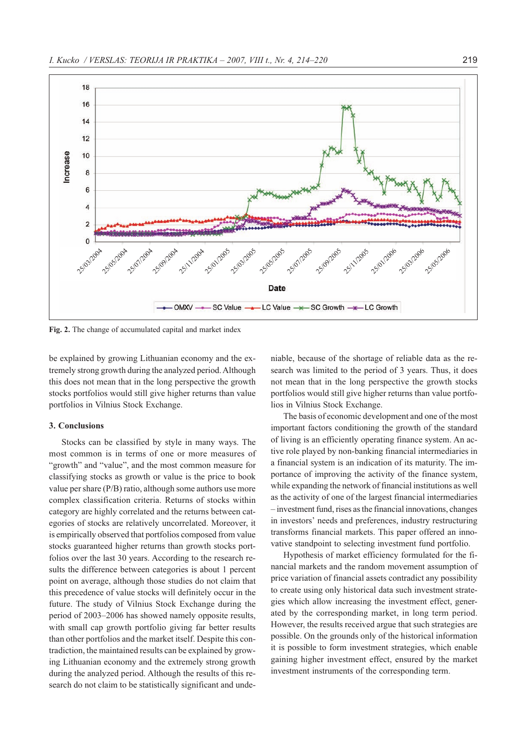Increase

18
16
14
12
10
8
6
4
2
0

25/03/2004
25/05/2004
25/07/2004
25/09/2004
25/11/2004
25/01/2005
25/03/2005
25/05/2005
25/07/2005
25/09/2005
25/11/2005
25/01/2006
25/03/2006
25/05/2006

Date

OMXV
SC Value
LC Value
SC Growth
LC Growth

**Fig. 2.** The change of accumulated capital and market index

be explained by growing Lithuanian economy and the extremely strong growth during the analyzed period. Although this does not mean that in the long perspective the growth stocks portfolios would still give higher returns than value portfolios in Vilnius Stock Exchange.

### 3. Conclusions

Stocks can be classified by style in many ways. The most common is in terms of one or more measures of "growth" and "value", and the most common measure for classifying stocks as growth or value is the price to book value per share (P/B) ratio, although some authors use more complex classification criteria. Returns of stocks within category are highly correlated and the returns between categories of stocks are relatively uncorrelated. Moreover, it is empirically observed that portfolios composed from value stocks guaranteed higher returns than growth stocks portfolios over the last 30 years. According to the research results the difference between categories is about 1 percent point on average, although those studies do not claim that this precedence of value stocks will definitely occur in the future. The study of Vilnius Stock Exchange during the period of 2003–2006 has showed namely opposite results, with small cap growth portfolio giving far better results than other portfolios and the market itself. Despite this contradiction, the maintained results can be explained by growing Lithuanian economy and the extremely strong growth during the analyzed period. Although the results of this research do not claim to be statistically significant and undeniable, because of the shortage of reliable data as the research was limited to the period of 3 years. Thus, it does not mean that in the long perspective the growth stocks portfolios would still give higher returns than value portfolios in Vilnius Stock Exchange.

The basis of economic development and one of the most important factors conditioning the growth of the standard of living is an efficiently operating finance system. An active role played by non-banking financial intermediaries in a financial system is an indication of its maturity. The importance of improving the activity of the finance system, while expanding the network of financial institutions as well as the activity of one of the largest financial intermediaries – investment fund, rises as the financial innovations, changes in investors' needs and preferences, industry restructuring transforms financial markets. This paper offered an innovative standpoint to selecting investment fund portfolio.

Hypothesis of market efficiency formulated for the financial markets and the random movement assumption of price variation of financial assets contradict any possibility to create using only historical data such investment strategies which allow increasing the investment effect, generated by the corresponding market, in long term period. However, the results received argue that such strategies are possible. On the grounds only of the historical information it is possible to form investment strategies, which enable gaining higher investment effect, ensured by the market investment instruments of the corresponding term.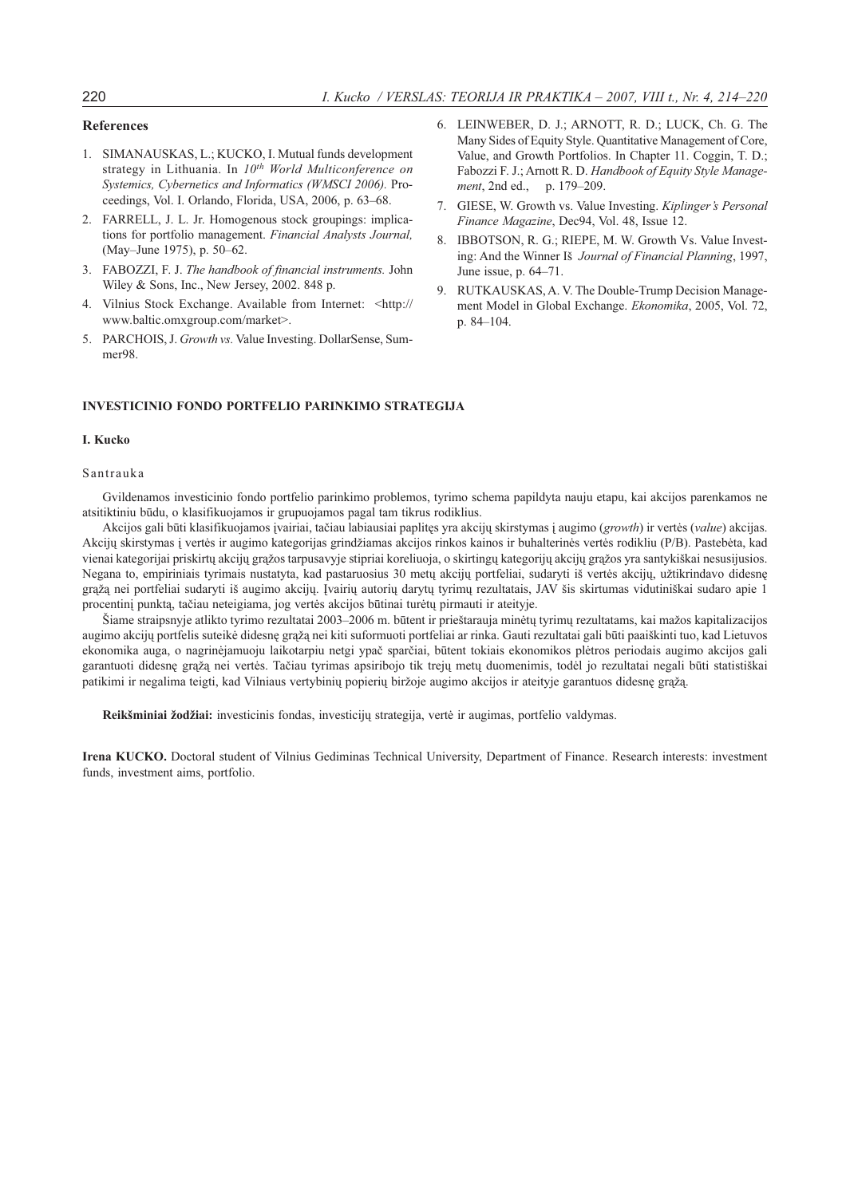## References

1. SIMANAUSKAS, L.; KUCKO, I. Mutual funds development strategy in Lithuania. In *10th World Multiconference on Systemics, Cybernetics and Informatics (WMSCI 2006).* Proceedings, Vol. I. Orlando, Florida, USA, 2006, p. 63–68.
2. FARRELL, J. L. Jr. Homogenous stock groupings: implications for portfolio management. *Financial Analysts Journal,* (May–June 1975), p. 50–62.
3. FABOZZI, F. J. *The handbook of financial instruments.* John Wiley & Sons, Inc., New Jersey, 2002. 848 p.
4. Vilnius Stock Exchange. Available from Internet: <http://www.baltic.omxgroup.com/market>.
5. PARCHOIS, J. *Growth vs.* Value Investing. DollarSense, Summer98.
6. LEINWEBER, D. J.; ARNOTT, R. D.; LUCK, Ch. G. The Many Sides of Equity Style. Quantitative Management of Core, Value, and Growth Portfolios. In Chapter 11. Coggin, T. D.; Fabozzi F. J.; Arnott R. D. *Handbook of Equity Style Management*, 2nd ed., p. 179–209.
7. GIESE, W. Growth vs. Value Investing. *Kiplinger's Personal Finance Magazine*, Dec94, Vol. 48, Issue 12.
8. IBBOTSON, R. G.; RIEPE, M. W. Growth Vs. Value Investing: And the Winner Iš *Journal of Financial Planning*, 1997, June issue, p. 64–71.
9. RUTKAUSKAS, A. V. The Double-Trump Decision Management Model in Global Exchange. *Ekonomika*, 2005, Vol. 72, p. 84–104.

## INVESTICINIO FONDO PORTFELIO PARINKIMO STRATEGIJA

**I. Kucko**

Santrauka

Gvildenamos investicinio fondo portfelio parinkimo problemos, tyrimo schema papildyta nauju etapu, kai akcijos parenkamos ne atsitiktiniu būdu, o klasifikuojamos ir grupuojamos pagal tam tikrus rodiklius.

Akcijos gali būti klasifikuojamos įvairiai, tačiau labiausiai paplitęs yra akcijų skirstymas į augimo (*growth*) ir vertės (*value*) akcijas. Akcijų skirstymas į vertės ir augimo kategorijas grindžiamas akcijos rinkos kainos ir buhalterinės vertės rodikliu (P/B). Pastebėta, kad vienai kategorijai priskirtų akcijų grąžos tarpusavyje stipriai koreliuoja, o skirtingų kategorijų akcijų grąžos yra santykiškai nesusijusios. Negana to, empiriniais tyrimais nustatyta, kad pastaruosius 30 metų akcijų portfeliai, sudaryti iš vertės akcijų, užtikrindavo didesnę grąžą nei portfeliai sudaryti iš augimo akcijų. Įvairių autorių darytų tyrimų rezultatais, JAV šis skirtumas vidutiniškai sudaro apie 1 procentinį punktą, tačiau neteigiama, jog vertės akcijos būtinai turėtų pirmauti ir ateityje.

Šiame straipsnyje atlikto tyrimo rezultatai 2003–2006 m. būtent ir prieštarauja minėtų tyrimų rezultatams, kai mažos kapitalizacijos augimo akcijų portfelis suteikė didesnę grąžą nei kiti suformuoti portfeliai ar rinka. Gauti rezultatai gali būti paaiškinti tuo, kad Lietuvos ekonomika auga, o nagrinėjamuoju laikotarpiu netgi ypač sparčiai, būtent tokiais ekonomikos plėtros periodais augimo akcijos gali garantuoti didesnę grąžą nei vertės. Tačiau tyrimas apsiribojo tik trejų metų duomenimis, todėl jo rezultatai negali būti statistiškai patikimi ir negalima teigti, kad Vilniaus vertybinių popierių biržoje augimo akcijos ir ateityje garantuos didesnę grąžą.

**Reikšminiai žodžiai:** investicinis fondas, investicijų strategija, vertė ir augimas, portfelio valdymas.

**Irena KUCKO.** Doctoral student of Vilnius Gediminas Technical University, Department of Finance. Research interests: investment funds, investment aims, portfolio.